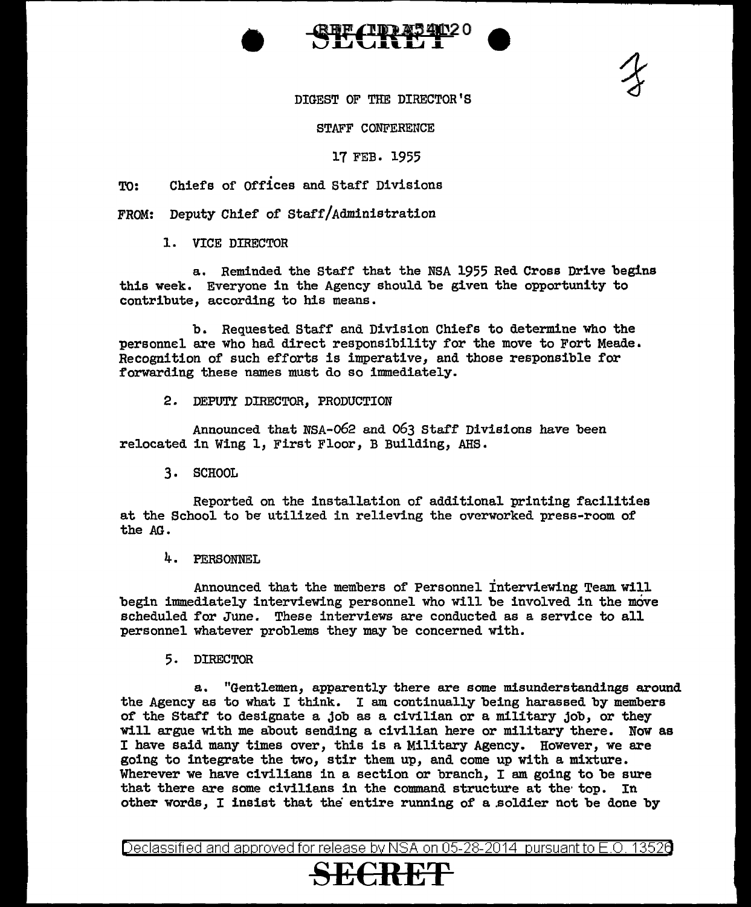DIGEST OF THE DIRECTOR'S

STAFF CONFERENCE

17 FEB. 1955

TO: Chiefs of Offices and Staff Divisions

FROM: Deputy Chief of Staff/Administration

1. VICE DIRECTOR

a. Reminded the Staff that the NSA 1955 Red Cross Drive begins this week. Everyone in the Agency should be given the opportunity to contribute, according to his means.

b. Requested Staff and Division Chiefs to determine who the personnel are who had direct responsibility for the move to Fort Meade. Recognition of such efforts is imperative, and those responsible for forwarding these names must do so immediately.

2. DEPUTY DIRECTOR, PRODUCTION

Announced that NSA-062 and 063 Staff Divisions have been relocated in Wing 1, First Floor, B Building, AHS.

3. SCHOOL

Reported on the installation of additional printing facilities at the School to be utilized in relieving the overworked press-room of the AG.

4. PERSONNEL

Announced that the members of Personnel Interviewing Team will begin immediately interviewing personnel who will be involved in the move scheduled for June. These interviews are conducted as a service to all personnel whatever problems they may be concerned with.

5. DIRECTOR

a. "Gentlemen, apparently there are some misunderstandings around the Agency as to what I think. I am continually being harassed by members of the Staff to designate a job as a civilian or a military job, or they will argue with me about sending a civilian here or military there. Now as I have said many times over, this is a Military Agency. However, we are going to integrate the two, stir them up, and come up with a mixture. Wherever we have civilians in a section or branch, I am going to be sure that there are some civilians in the command structure at the top. In other words, I insist that the entire running of a soldier not be done by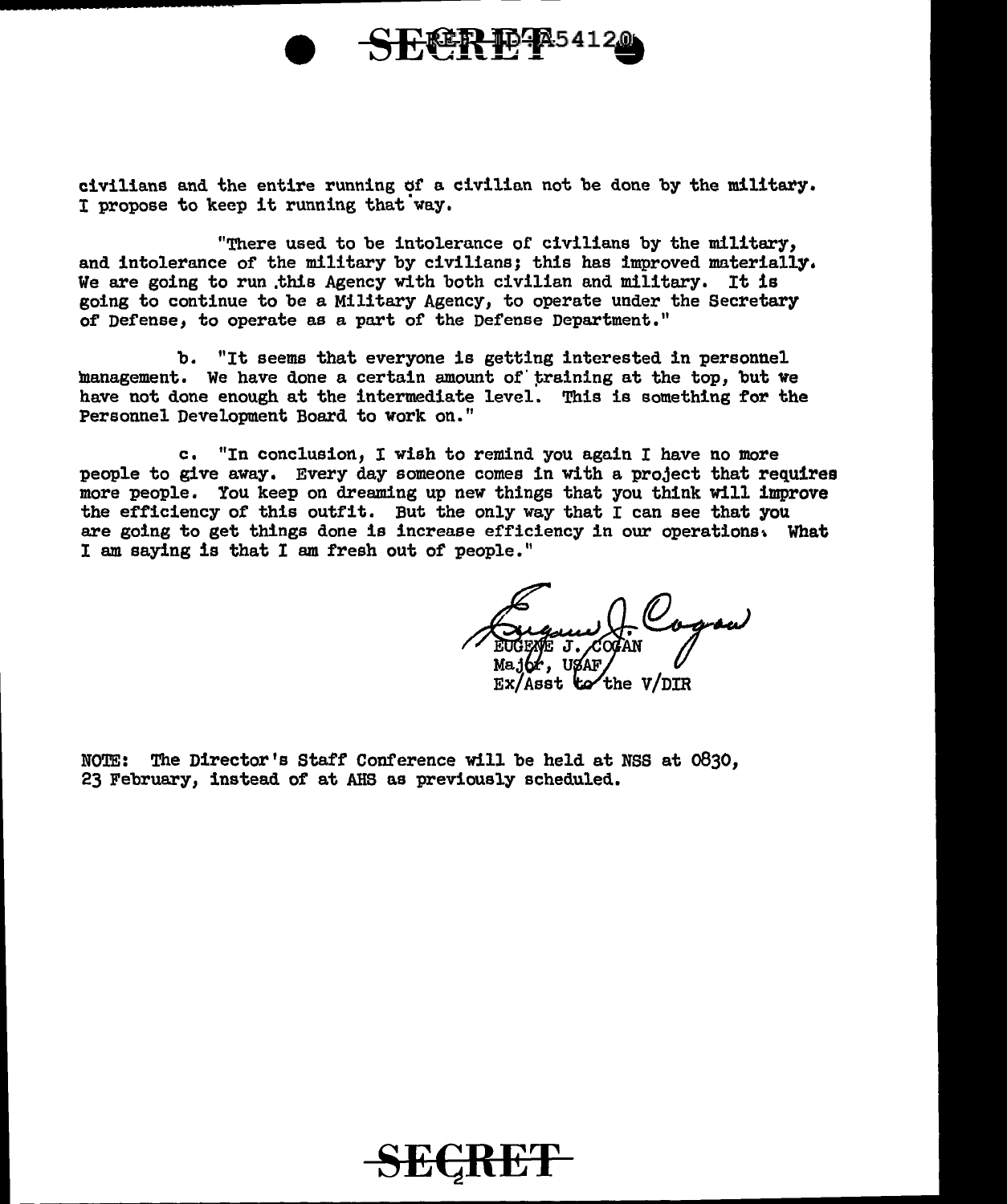SECRET

civilians and the entire running of a civilian not be done by the military. I propose to keep it running that way.

"There used to be intolerance of civilians by the military, and intolerance of the military by civilians; this has improved materially. We are going to run this Agency with both civilian and military. It is going to continue to be a Military Agency, to operate under the Secretary of Defense, to operate as a part of the Defense Department."

b. "It seems that everyone is getting interested in personnel management. We have done a certain amount of training at the top, but we have not done enough at the intermediate level. This is something for the Personnel Development Board to work on."

c. "In conclusion, I wish to remind you again I have no more people to give away. Every day someone comes in with a project that requires more people. You keep on dreaming up new things that you think will improve the efficiency of this outfit. But the only way that I can see that you are going to get things done is increase efficiency in our operations. What I am saying is that I am fresh out of people."

EUGENE J. COGAN
Major, USAF
Ex/Asst to the V/DIR

NOTE: The Director's Staff Conference will be held at NSS at 0830, 23 February, instead of at AHS as previously scheduled.

SECRET